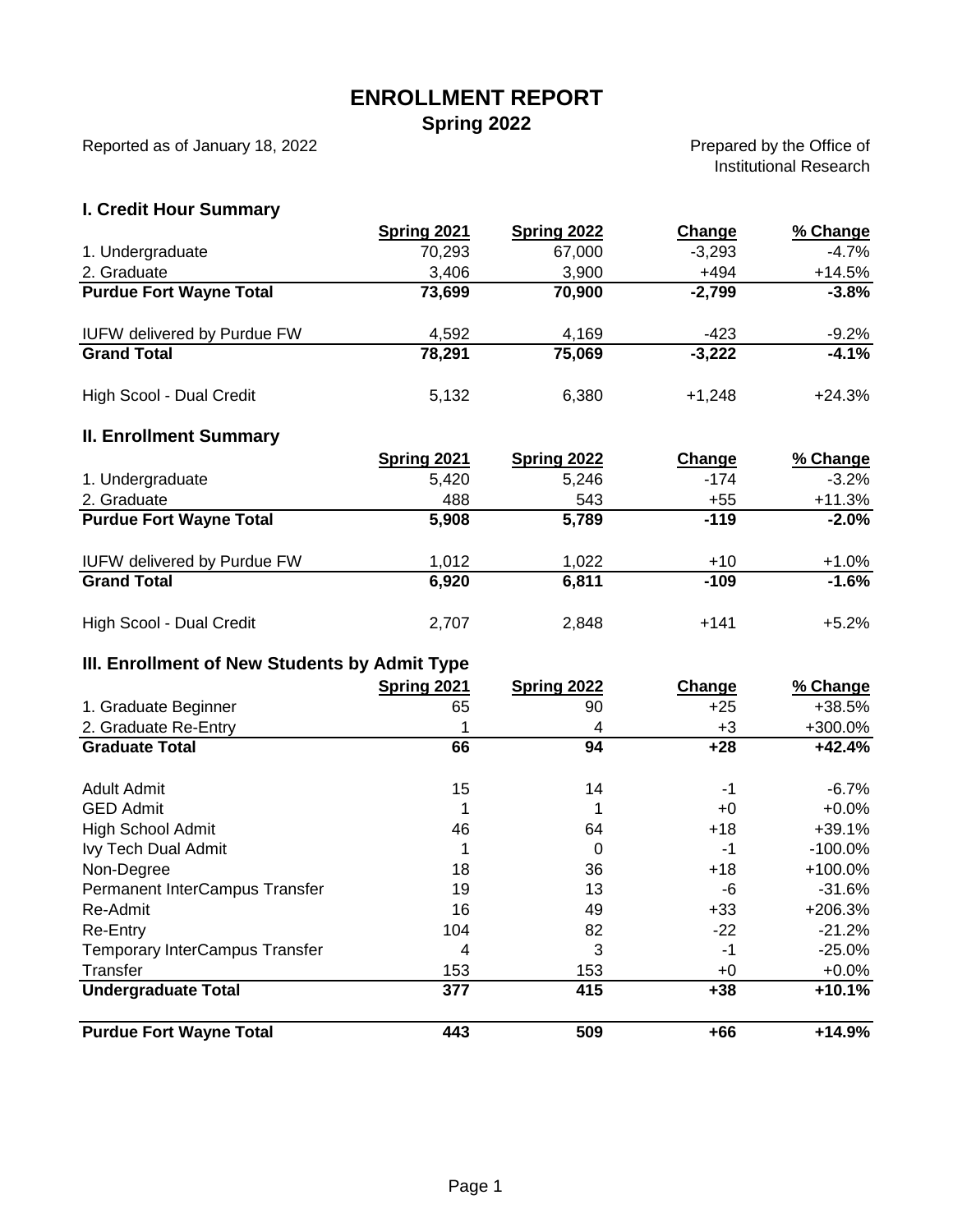# ENROLLMENT REPORT

## Spring 2022

Reported as of January 18, 2022

Prepared by the Office of Institutional Research

### I. Credit Hour Summary

| | Spring 2021 | Spring 2022 | Change | % Change |
|---|---|---|---|---|
| 1. Undergraduate | 70,293 | 67,000 | -3,293 | -4.7% |
| 2. Graduate | 3,406 | 3,900 | +494 | +14.5% |
| **Purdue Fort Wayne Total** | **73,699** | **70,900** | **-2,799** | **-3.8%** |
| | | | | |
| IUFW delivered by Purdue FW | 4,592 | 4,169 | -423 | -9.2% |
| **Grand Total** | **78,291** | **75,069** | **-3,222** | **-4.1%** |
| | | | | |
| High Scool - Dual Credit | 5,132 | 6,380 | +1,248 | +24.3% |

### II. Enrollment Summary

| | Spring 2021 | Spring 2022 | Change | % Change |
|---|---|---|---|---|
| 1. Undergraduate | 5,420 | 5,246 | -174 | -3.2% |
| 2. Graduate | 488 | 543 | +55 | +11.3% |
| **Purdue Fort Wayne Total** | **5,908** | **5,789** | **-119** | **-2.0%** |
| | | | | |
| IUFW delivered by Purdue FW | 1,012 | 1,022 | +10 | +1.0% |
| **Grand Total** | **6,920** | **6,811** | **-109** | **-1.6%** |
| | | | | |
| High Scool - Dual Credit | 2,707 | 2,848 | +141 | +5.2% |

### III. Enrollment of New Students by Admit Type

| | Spring 2021 | Spring 2022 | Change | % Change |
|---|---|---|---|---|
| 1. Graduate Beginner | 65 | 90 | +25 | +38.5% |
| 2. Graduate Re-Entry | 1 | 4 | +3 | +300.0% |
| **Graduate Total** | **66** | **94** | **+28** | **+42.4%** |
| | | | | |
| Adult Admit | 15 | 14 | -1 | -6.7% |
| GED Admit | 1 | 1 | +0 | +0.0% |
| High School Admit | 46 | 64 | +18 | +39.1% |
| Ivy Tech Dual Admit | 1 | 0 | -1 | -100.0% |
| Non-Degree | 18 | 36 | +18 | +100.0% |
| Permanent InterCampus Transfer | 19 | 13 | -6 | -31.6% |
| Re-Admit | 16 | 49 | +33 | +206.3% |
| Re-Entry | 104 | 82 | -22 | -21.2% |
| Temporary InterCampus Transfer | 4 | 3 | -1 | -25.0% |
| Transfer | 153 | 153 | +0 | +0.0% |
| **Undergraduate Total** | **377** | **415** | **+38** | **+10.1%** |
| | | | | |
| **Purdue Fort Wayne Total** | **443** | **509** | **+66** | **+14.9%** |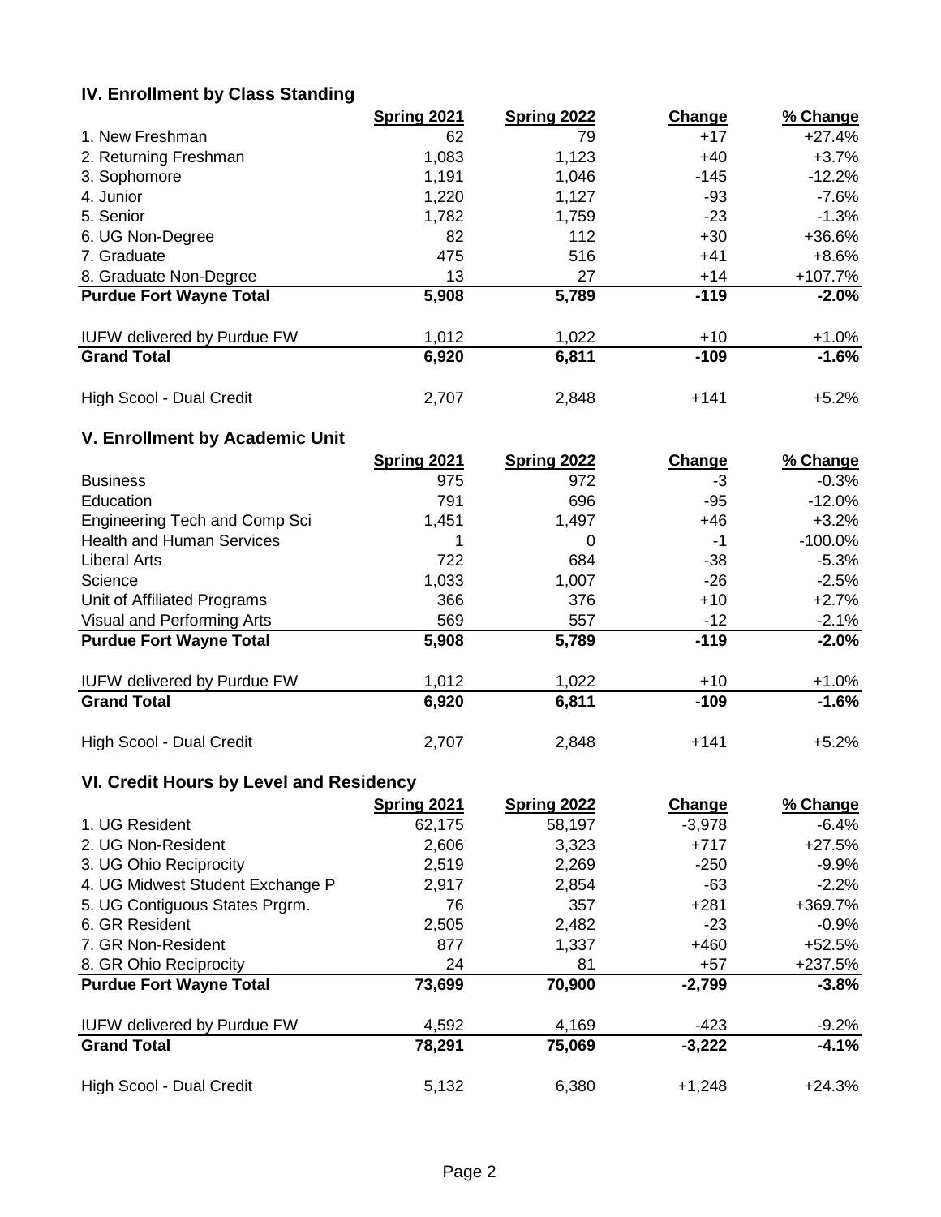### IV. Enrollment by Class Standing

| | Spring 2021 | Spring 2022 | Change | % Change |
|---|---|---|---|---|
| 1. New Freshman | 62 | 79 | +17 | +27.4% |
| 2. Returning Freshman | 1,083 | 1,123 | +40 | +3.7% |
| 3. Sophomore | 1,191 | 1,046 | -145 | -12.2% |
| 4. Junior | 1,220 | 1,127 | -93 | -7.6% |
| 5. Senior | 1,782 | 1,759 | -23 | -1.3% |
| 6. UG Non-Degree | 82 | 112 | +30 | +36.6% |
| 7. Graduate | 475 | 516 | +41 | +8.6% |
| 8. Graduate Non-Degree | 13 | 27 | +14 | +107.7% |
| **Purdue Fort Wayne Total** | **5,908** | **5,789** | **-119** | **-2.0%** |
| IUFW delivered by Purdue FW | 1,012 | 1,022 | +10 | +1.0% |
| **Grand Total** | **6,920** | **6,811** | **-109** | **-1.6%** |
| High Scool - Dual Credit | 2,707 | 2,848 | +141 | +5.2% |

### V. Enrollment by Academic Unit

| | Spring 2021 | Spring 2022 | Change | % Change |
|---|---|---|---|---|
| Business | 975 | 972 | -3 | -0.3% |
| Education | 791 | 696 | -95 | -12.0% |
| Engineering Tech and Comp Sci | 1,451 | 1,497 | +46 | +3.2% |
| Health and Human Services | 1 | 0 | -1 | -100.0% |
| Liberal Arts | 722 | 684 | -38 | -5.3% |
| Science | 1,033 | 1,007 | -26 | -2.5% |
| Unit of Affiliated Programs | 366 | 376 | +10 | +2.7% |
| Visual and Performing Arts | 569 | 557 | -12 | -2.1% |
| **Purdue Fort Wayne Total** | **5,908** | **5,789** | **-119** | **-2.0%** |
| IUFW delivered by Purdue FW | 1,012 | 1,022 | +10 | +1.0% |
| **Grand Total** | **6,920** | **6,811** | **-109** | **-1.6%** |
| High Scool - Dual Credit | 2,707 | 2,848 | +141 | +5.2% |

### VI. Credit Hours by Level and Residency

| | Spring 2021 | Spring 2022 | Change | % Change |
|---|---|---|---|---|
| 1. UG Resident | 62,175 | 58,197 | -3,978 | -6.4% |
| 2. UG Non-Resident | 2,606 | 3,323 | +717 | +27.5% |
| 3. UG Ohio Reciprocity | 2,519 | 2,269 | -250 | -9.9% |
| 4. UG Midwest Student Exchange P | 2,917 | 2,854 | -63 | -2.2% |
| 5. UG Contiguous States Prgrm. | 76 | 357 | +281 | +369.7% |
| 6. GR Resident | 2,505 | 2,482 | -23 | -0.9% |
| 7. GR Non-Resident | 877 | 1,337 | +460 | +52.5% |
| 8. GR Ohio Reciprocity | 24 | 81 | +57 | +237.5% |
| **Purdue Fort Wayne Total** | **73,699** | **70,900** | **-2,799** | **-3.8%** |
| IUFW delivered by Purdue FW | 4,592 | 4,169 | -423 | -9.2% |
| **Grand Total** | **78,291** | **75,069** | **-3,222** | **-4.1%** |
| High Scool - Dual Credit | 5,132 | 6,380 | +1,248 | +24.3% |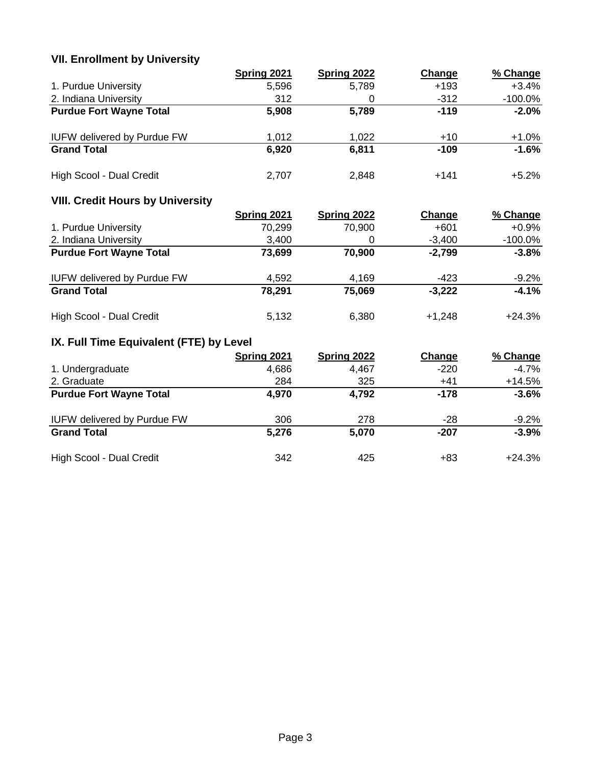### VII. Enrollment by University

| | Spring 2021 | Spring 2022 | Change | % Change |
|---|---|---|---|---|
| 1. Purdue University | 5,596 | 5,789 | +193 | +3.4% |
| 2. Indiana University | 312 | 0 | -312 | -100.0% |
| **Purdue Fort Wayne Total** | **5,908** | **5,789** | **-119** | **-2.0%** |
| | | | | |
| IUFW delivered by Purdue FW | 1,012 | 1,022 | +10 | +1.0% |
| **Grand Total** | **6,920** | **6,811** | **-109** | **-1.6%** |
| | | | | |
| High Scool - Dual Credit | 2,707 | 2,848 | +141 | +5.2% |

### VIII. Credit Hours by University

| | Spring 2021 | Spring 2022 | Change | % Change |
|---|---|---|---|---|
| 1. Purdue University | 70,299 | 70,900 | +601 | +0.9% |
| 2. Indiana University | 3,400 | 0 | -3,400 | -100.0% |
| **Purdue Fort Wayne Total** | **73,699** | **70,900** | **-2,799** | **-3.8%** |
| | | | | |
| IUFW delivered by Purdue FW | 4,592 | 4,169 | -423 | -9.2% |
| **Grand Total** | **78,291** | **75,069** | **-3,222** | **-4.1%** |
| | | | | |
| High Scool - Dual Credit | 5,132 | 6,380 | +1,248 | +24.3% |

### IX. Full Time Equivalent (FTE) by Level

| | Spring 2021 | Spring 2022 | Change | % Change |
|---|---|---|---|---|
| 1. Undergraduate | 4,686 | 4,467 | -220 | -4.7% |
| 2. Graduate | 284 | 325 | +41 | +14.5% |
| **Purdue Fort Wayne Total** | **4,970** | **4,792** | **-178** | **-3.6%** |
| | | | | |
| IUFW delivered by Purdue FW | 306 | 278 | -28 | -9.2% |
| **Grand Total** | **5,276** | **5,070** | **-207** | **-3.9%** |
| | | | | |
| High Scool - Dual Credit | 342 | 425 | +83 | +24.3% |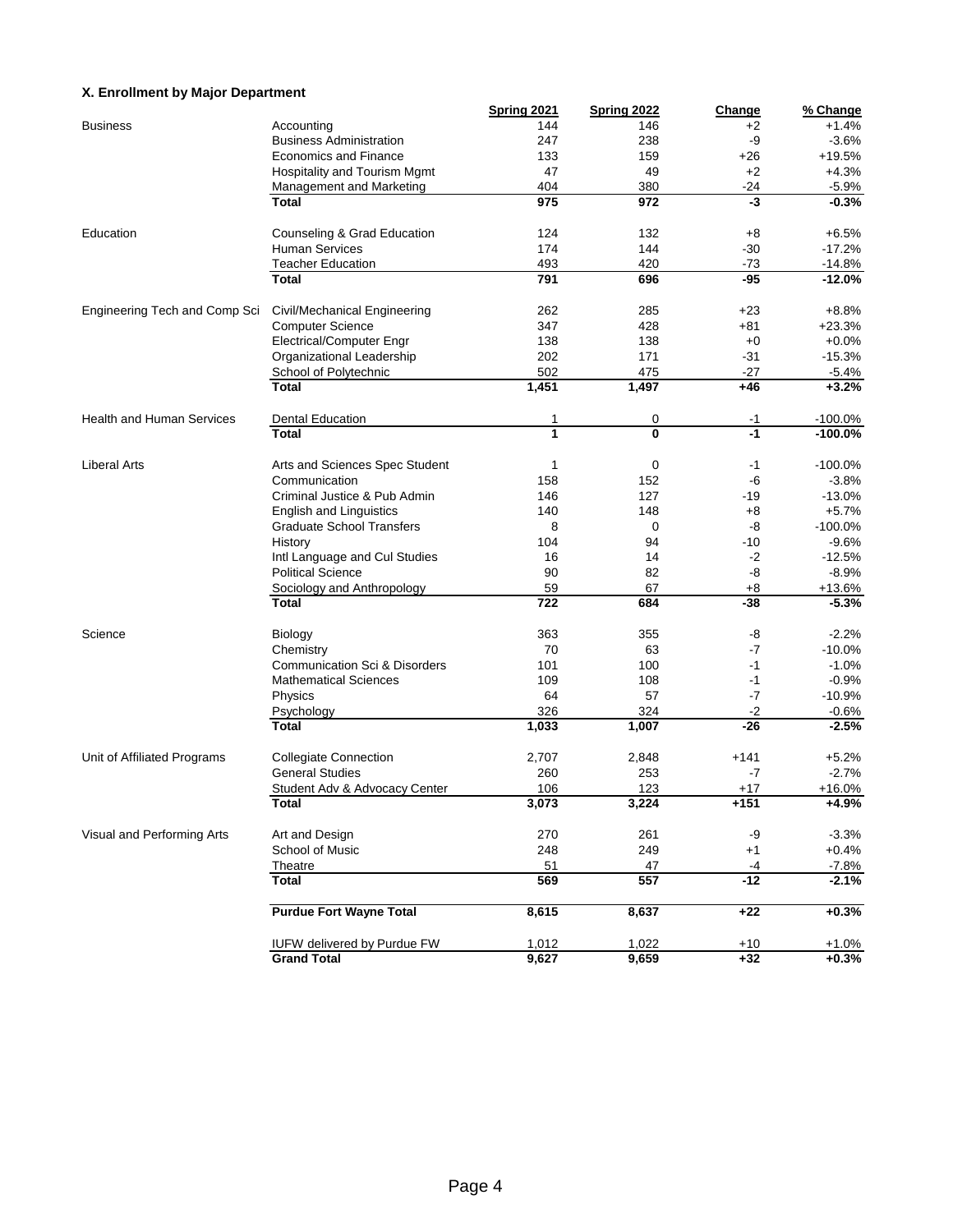### X. Enrollment by Major Department

| | | Spring 2021 | Spring 2022 | Change | % Change |
|---|---|---|---|---|---|
| Business | Accounting | 144 | 146 | +2 | +1.4% |
| | Business Administration | 247 | 238 | -9 | -3.6% |
| | Economics and Finance | 133 | 159 | +26 | +19.5% |
| | Hospitality and Tourism Mgmt | 47 | 49 | +2 | +4.3% |
| | Management and Marketing | 404 | 380 | -24 | -5.9% |
| | **Total** | **975** | **972** | **-3** | **-0.3%** |
| Education | Counseling & Grad Education | 124 | 132 | +8 | +6.5% |
| | Human Services | 174 | 144 | -30 | -17.2% |
| | Teacher Education | 493 | 420 | -73 | -14.8% |
| | **Total** | **791** | **696** | **-95** | **-12.0%** |
| Engineering Tech and Comp Sci | Civil/Mechanical Engineering | 262 | 285 | +23 | +8.8% |
| | Computer Science | 347 | 428 | +81 | +23.3% |
| | Electrical/Computer Engr | 138 | 138 | +0 | +0.0% |
| | Organizational Leadership | 202 | 171 | -31 | -15.3% |
| | School of Polytechnic | 502 | 475 | -27 | -5.4% |
| | **Total** | **1,451** | **1,497** | **+46** | **+3.2%** |
| Health and Human Services | Dental Education | 1 | 0 | -1 | -100.0% |
| | **Total** | **1** | **0** | **-1** | **-100.0%** |
| Liberal Arts | Arts and Sciences Spec Student | 1 | 0 | -1 | -100.0% |
| | Communication | 158 | 152 | -6 | -3.8% |
| | Criminal Justice & Pub Admin | 146 | 127 | -19 | -13.0% |
| | English and Linguistics | 140 | 148 | +8 | +5.7% |
| | Graduate School Transfers | 8 | 0 | -8 | -100.0% |
| | History | 104 | 94 | -10 | -9.6% |
| | Intl Language and Cul Studies | 16 | 14 | -2 | -12.5% |
| | Political Science | 90 | 82 | -8 | -8.9% |
| | Sociology and Anthropology | 59 | 67 | +8 | +13.6% |
| | **Total** | **722** | **684** | **-38** | **-5.3%** |
| Science | Biology | 363 | 355 | -8 | -2.2% |
| | Chemistry | 70 | 63 | -7 | -10.0% |
| | Communication Sci & Disorders | 101 | 100 | -1 | -1.0% |
| | Mathematical Sciences | 109 | 108 | -1 | -0.9% |
| | Physics | 64 | 57 | -7 | -10.9% |
| | Psychology | 326 | 324 | -2 | -0.6% |
| | **Total** | **1,033** | **1,007** | **-26** | **-2.5%** |
| Unit of Affiliated Programs | Collegiate Connection | 2,707 | 2,848 | +141 | +5.2% |
| | General Studies | 260 | 253 | -7 | -2.7% |
| | Student Adv & Advocacy Center | 106 | 123 | +17 | +16.0% |
| | **Total** | **3,073** | **3,224** | **+151** | **+4.9%** |
| Visual and Performing Arts | Art and Design | 270 | 261 | -9 | -3.3% |
| | School of Music | 248 | 249 | +1 | +0.4% |
| | Theatre | 51 | 47 | -4 | -7.8% |
| | **Total** | **569** | **557** | **-12** | **-2.1%** |
| | **Purdue Fort Wayne Total** | **8,615** | **8,637** | **+22** | **+0.3%** |
| | IUFW delivered by Purdue FW | 1,012 | 1,022 | +10 | +1.0% |
| | **Grand Total** | **9,627** | **9,659** | **+32** | **+0.3%** |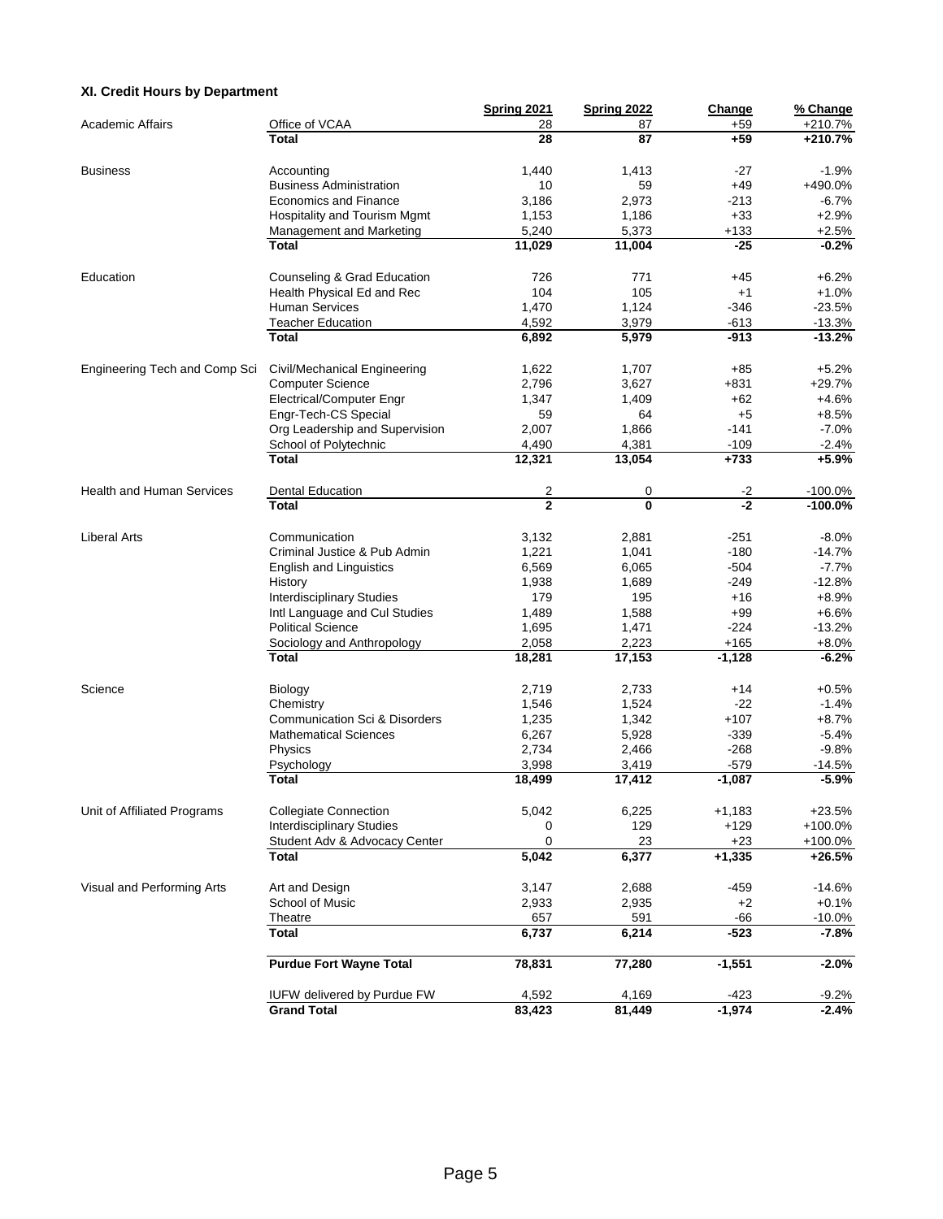### XI. Credit Hours by Department

| | | Spring 2021 | Spring 2022 | Change | % Change |
|---|---|---|---|---|---|
| Academic Affairs | Office of VCAA | 28 | 87 | +59 | +210.7% |
| | **Total** | **28** | **87** | **+59** | **+210.7%** |
| Business | Accounting | 1,440 | 1,413 | -27 | -1.9% |
| | Business Administration | 10 | 59 | +49 | +490.0% |
| | Economics and Finance | 3,186 | 2,973 | -213 | -6.7% |
| | Hospitality and Tourism Mgmt | 1,153 | 1,186 | +33 | +2.9% |
| | Management and Marketing | 5,240 | 5,373 | +133 | +2.5% |
| | **Total** | **11,029** | **11,004** | **-25** | **-0.2%** |
| Education | Counseling & Grad Education | 726 | 771 | +45 | +6.2% |
| | Health Physical Ed and Rec | 104 | 105 | +1 | +1.0% |
| | Human Services | 1,470 | 1,124 | -346 | -23.5% |
| | Teacher Education | 4,592 | 3,979 | -613 | -13.3% |
| | **Total** | **6,892** | **5,979** | **-913** | **-13.2%** |
| Engineering Tech and Comp Sci | Civil/Mechanical Engineering | 1,622 | 1,707 | +85 | +5.2% |
| | Computer Science | 2,796 | 3,627 | +831 | +29.7% |
| | Electrical/Computer Engr | 1,347 | 1,409 | +62 | +4.6% |
| | Engr-Tech-CS Special | 59 | 64 | +5 | +8.5% |
| | Org Leadership and Supervision | 2,007 | 1,866 | -141 | -7.0% |
| | School of Polytechnic | 4,490 | 4,381 | -109 | -2.4% |
| | **Total** | **12,321** | **13,054** | **+733** | **+5.9%** |
| Health and Human Services | Dental Education | 2 | 0 | -2 | -100.0% |
| | **Total** | **2** | **0** | **-2** | **-100.0%** |
| Liberal Arts | Communication | 3,132 | 2,881 | -251 | -8.0% |
| | Criminal Justice & Pub Admin | 1,221 | 1,041 | -180 | -14.7% |
| | English and Linguistics | 6,569 | 6,065 | -504 | -7.7% |
| | History | 1,938 | 1,689 | -249 | -12.8% |
| | Interdisciplinary Studies | 179 | 195 | +16 | +8.9% |
| | Intl Language and Cul Studies | 1,489 | 1,588 | +99 | +6.6% |
| | Political Science | 1,695 | 1,471 | -224 | -13.2% |
| | Sociology and Anthropology | 2,058 | 2,223 | +165 | +8.0% |
| | **Total** | **18,281** | **17,153** | **-1,128** | **-6.2%** |
| Science | Biology | 2,719 | 2,733 | +14 | +0.5% |
| | Chemistry | 1,546 | 1,524 | -22 | -1.4% |
| | Communication Sci & Disorders | 1,235 | 1,342 | +107 | +8.7% |
| | Mathematical Sciences | 6,267 | 5,928 | -339 | -5.4% |
| | Physics | 2,734 | 2,466 | -268 | -9.8% |
| | Psychology | 3,998 | 3,419 | -579 | -14.5% |
| | **Total** | **18,499** | **17,412** | **-1,087** | **-5.9%** |
| Unit of Affiliated Programs | Collegiate Connection | 5,042 | 6,225 | +1,183 | +23.5% |
| | Interdisciplinary Studies | 0 | 129 | +129 | +100.0% |
| | Student Adv & Advocacy Center | 0 | 23 | +23 | +100.0% |
| | **Total** | **5,042** | **6,377** | **+1,335** | **+26.5%** |
| Visual and Performing Arts | Art and Design | 3,147 | 2,688 | -459 | -14.6% |
| | School of Music | 2,933 | 2,935 | +2 | +0.1% |
| | Theatre | 657 | 591 | -66 | -10.0% |
| | **Total** | **6,737** | **6,214** | **-523** | **-7.8%** |
| | **Purdue Fort Wayne Total** | **78,831** | **77,280** | **-1,551** | **-2.0%** |
| | IUFW delivered by Purdue FW | 4,592 | 4,169 | -423 | -9.2% |
| | **Grand Total** | **83,423** | **81,449** | **-1,974** | **-2.4%** |